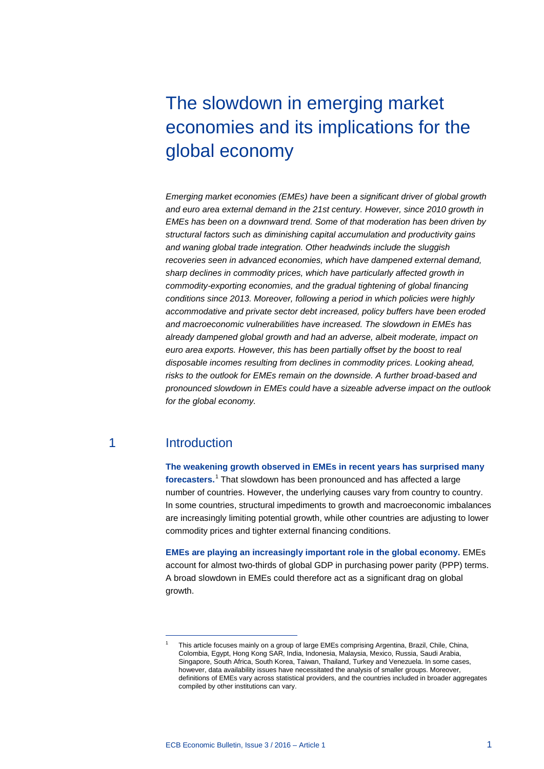# The slowdown in emerging market economies and its implications for the global economy

*Emerging market economies (EMEs) have been a significant driver of global growth and euro area external demand in the 21st century. However, since 2010 growth in EMEs has been on a downward trend. Some of that moderation has been driven by structural factors such as diminishing capital accumulation and productivity gains and waning global trade integration. Other headwinds include the sluggish recoveries seen in advanced economies, which have dampened external demand, sharp declines in commodity prices, which have particularly affected growth in commodity-exporting economies, and the gradual tightening of global financing conditions since 2013. Moreover, following a period in which policies were highly accommodative and private sector debt increased, policy buffers have been eroded and macroeconomic vulnerabilities have increased. The slowdown in EMEs has already dampened global growth and had an adverse, albeit moderate, impact on euro area exports. However, this has been partially offset by the boost to real disposable incomes resulting from declines in commodity prices. Looking ahead, risks to the outlook for EMEs remain on the downside. A further broad-based and pronounced slowdown in EMEs could have a sizeable adverse impact on the outlook for the global economy.*

## 1 Introduction

**The weakening growth observed in EMEs in recent years has surprised many forecasters.**[1] That slowdown has been pronounced and has affected a large number of countries. However, the underlying causes vary from country to country. In some countries, structural impediments to growth and macroeconomic imbalances are increasingly limiting potential growth, while other countries are adjusting to lower commodity prices and tighter external financing conditions.

**EMEs are playing an increasingly important role in the global economy.** EMEs account for almost two-thirds of global GDP in purchasing power parity (PPP) terms. A broad slowdown in EMEs could therefore act as a significant drag on global growth.

[1] This article focuses mainly on a group of large EMEs comprising Argentina, Brazil, Chile, China, Colombia, Egypt, Hong Kong SAR, India, Indonesia, Malaysia, Mexico, Russia, Saudi Arabia, Singapore, South Africa, South Korea, Taiwan, Thailand, Turkey and Venezuela. In some cases, however, data availability issues have necessitated the analysis of smaller groups. Moreover, definitions of EMEs vary across statistical providers, and the countries included in broader aggregates compiled by other institutions can vary.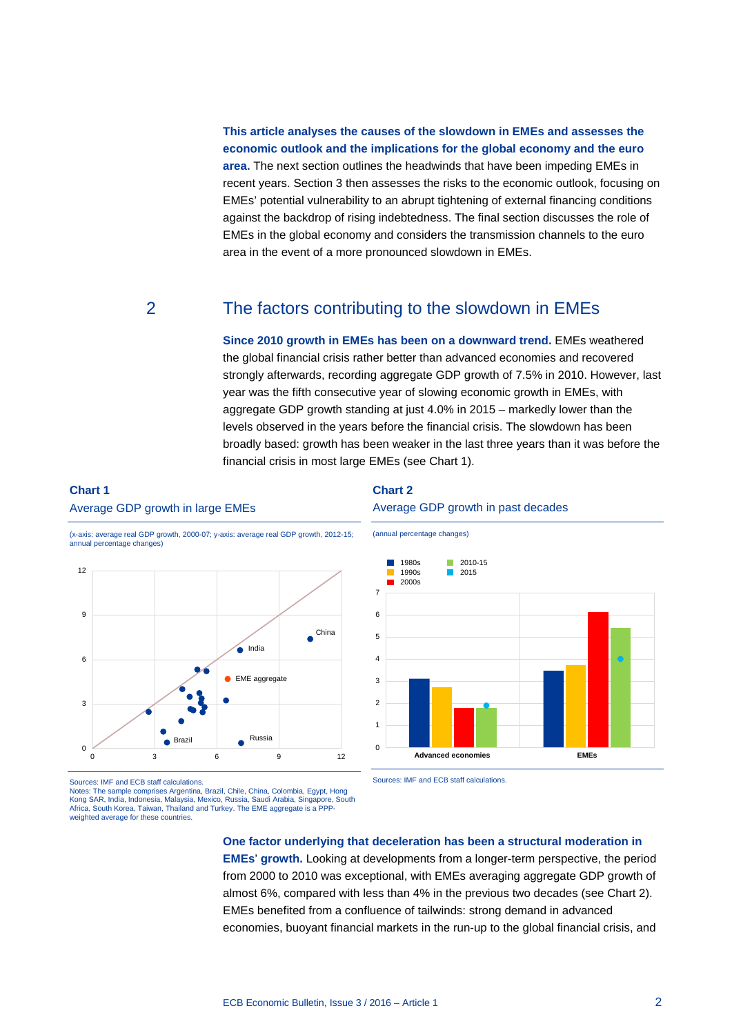**This article analyses the causes of the slowdown in EMEs and assesses the economic outlook and the implications for the global economy and the euro area.** The next section outlines the headwinds that have been impeding EMEs in recent years. Section 3 then assesses the risks to the economic outlook, focusing on EMEs' potential vulnerability to an abrupt tightening of external financing conditions against the backdrop of rising indebtedness. The final section discusses the role of EMEs in the global economy and considers the transmission channels to the euro area in the event of a more pronounced slowdown in EMEs.

## 2 The factors contributing to the slowdown in EMEs

**Since 2010 growth in EMEs has been on a downward trend.** EMEs weathered the global financial crisis rather better than advanced economies and recovered strongly afterwards, recording aggregate GDP growth of 7.5% in 2010. However, last year was the fifth consecutive year of slowing economic growth in EMEs, with aggregate GDP growth standing at just 4.0% in 2015 – markedly lower than the levels observed in the years before the financial crisis. The slowdown has been broadly based: growth has been weaker in the last three years than it was before the financial crisis in most large EMEs (see Chart 1).

**Chart 1**
Average GDP growth in large EMEs

(x-axis: average real GDP growth, 2000-07; y-axis: average real GDP growth, 2012-15; annual percentage changes)

Sources: IMF and ECB staff calculations.
Notes: The sample comprises Argentina, Brazil, Chile, China, Colombia, Egypt, Hong Kong SAR, India, Indonesia, Malaysia, Mexico, Russia, Saudi Arabia, Singapore, South Africa, South Korea, Taiwan, Thailand and Turkey. The EME aggregate is a PPP-weighted average for these countries.

**Chart 2**
Average GDP growth in past decades

(annual percentage changes)

Sources: IMF and ECB staff calculations.

**One factor underlying that deceleration has been a structural moderation in EMEs' growth.** Looking at developments from a longer-term perspective, the period from 2000 to 2010 was exceptional, with EMEs averaging aggregate GDP growth of almost 6%, compared with less than 4% in the previous two decades (see Chart 2). EMEs benefited from a confluence of tailwinds: strong demand in advanced economies, buoyant financial markets in the run-up to the global financial crisis, and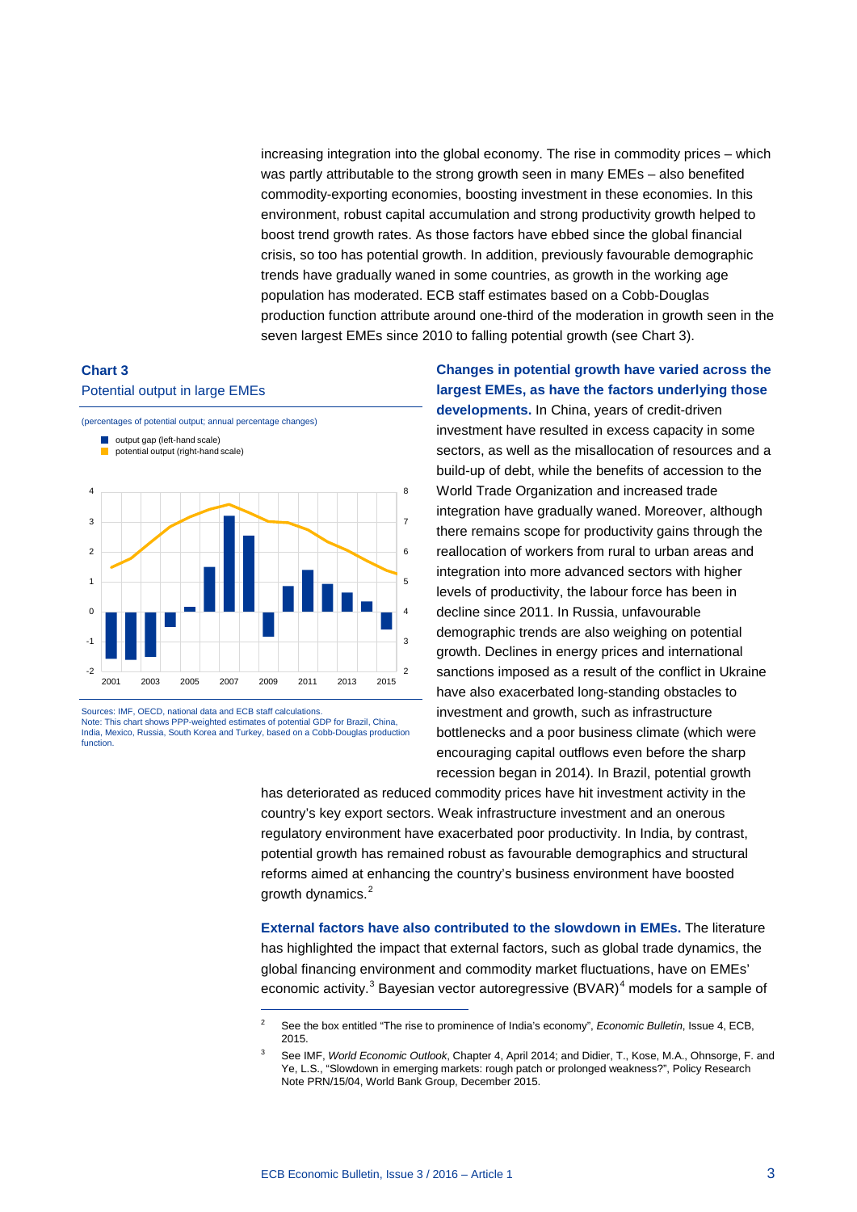increasing integration into the global economy. The rise in commodity prices – which was partly attributable to the strong growth seen in many EMEs – also benefited commodity-exporting economies, boosting investment in these economies. In this environment, robust capital accumulation and strong productivity growth helped to boost trend growth rates. As those factors have ebbed since the global financial crisis, so too has potential growth. In addition, previously favourable demographic trends have gradually waned in some countries, as growth in the working age population has moderated. ECB staff estimates based on a Cobb-Douglas production function attribute around one-third of the moderation in growth seen in the seven largest EMEs since 2010 to falling potential growth (see Chart 3).

**Chart 3**
Potential output in large EMEs

(percentages of potential output; annual percentage changes)

- output gap (left-hand scale)
- potential output (right-hand scale)

Sources: IMF, OECD, national data and ECB staff calculations.
Note: This chart shows PPP-weighted estimates of potential GDP for Brazil, China, India, Mexico, Russia, South Korea and Turkey, based on a Cobb-Douglas production function.

**Changes in potential growth have varied across the largest EMEs, as have the factors underlying those developments.** In China, years of credit-driven investment have resulted in excess capacity in some sectors, as well as the misallocation of resources and a build-up of debt, while the benefits of accession to the World Trade Organization and increased trade integration have gradually waned. Moreover, although there remains scope for productivity gains through the reallocation of workers from rural to urban areas and integration into more advanced sectors with higher levels of productivity, the labour force has been in decline since 2011. In Russia, unfavourable demographic trends are also weighing on potential growth. Declines in energy prices and international sanctions imposed as a result of the conflict in Ukraine have also exacerbated long-standing obstacles to investment and growth, such as infrastructure bottlenecks and a poor business climate (which were encouraging capital outflows even before the sharp recession began in 2014). In Brazil, potential growth has deteriorated as reduced commodity prices have hit investment activity in the country's key export sectors. Weak infrastructure investment and an onerous regulatory environment have exacerbated poor productivity. In India, by contrast, potential growth has remained robust as favourable demographics and structural reforms aimed at enhancing the country's business environment have boosted growth dynamics.[2]

**External factors have also contributed to the slowdown in EMEs.** The literature has highlighted the impact that external factors, such as global trade dynamics, the global financing environment and commodity market fluctuations, have on EMEs' economic activity.[3] Bayesian vector autoregressive (BVAR)[4] models for a sample of

[2] See the box entitled "The rise to prominence of India's economy", *Economic Bulletin*, Issue 4, ECB, 2015.

[3] See IMF, *World Economic Outlook*, Chapter 4, April 2014; and Didier, T., Kose, M.A., Ohnsorge, F. and Ye, L.S., "Slowdown in emerging markets: rough patch or prolonged weakness?", Policy Research Note PRN/15/04, World Bank Group, December 2015.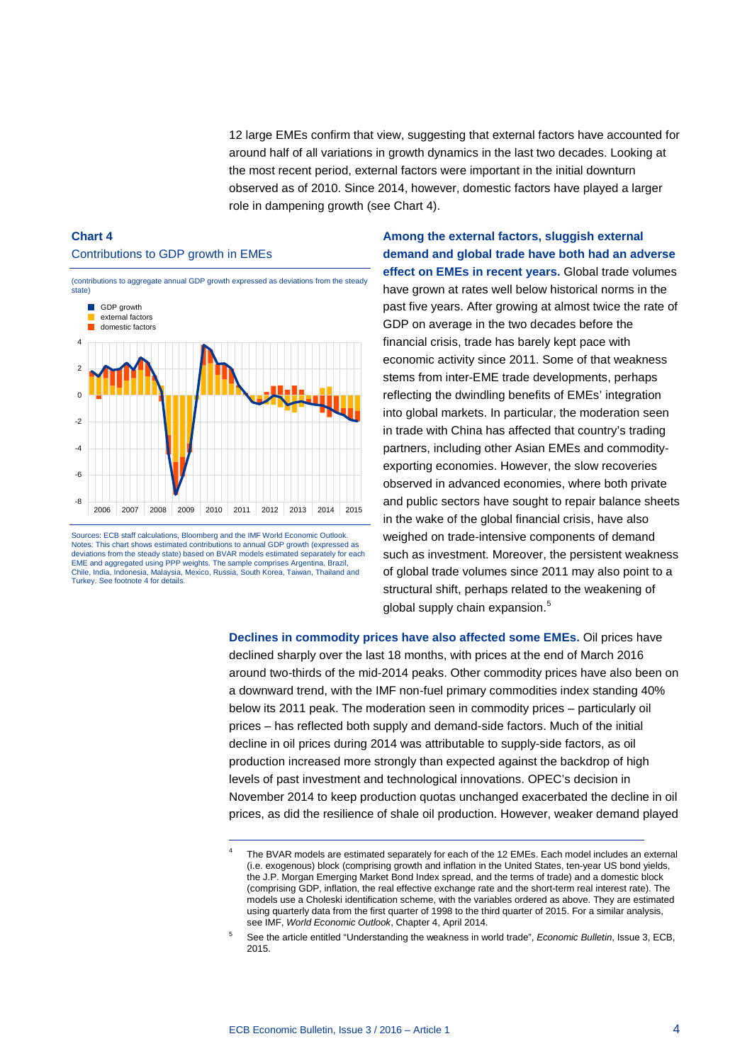12 large EMEs confirm that view, suggesting that external factors have accounted for around half of all variations in growth dynamics in the last two decades. Looking at the most recent period, external factors were important in the initial downturn observed as of 2010. Since 2014, however, domestic factors have played a larger role in dampening growth (see Chart 4).

**Chart 4**
Contributions to GDP growth in EMEs

(contributions to aggregate annual GDP growth expressed as deviations from the steady state)

Sources: ECB staff calculations, Bloomberg and the IMF World Economic Outlook.
Notes: This chart shows estimated contributions to annual GDP growth (expressed as deviations from the steady state) based on BVAR models estimated separately for each EME and aggregated using PPP weights. The sample comprises Argentina, Brazil, Chile, India, Indonesia, Malaysia, Mexico, Russia, South Korea, Taiwan, Thailand and Turkey. See footnote 4 for details.

**Among the external factors, sluggish external demand and global trade have both had an adverse effect on EMEs in recent years.** Global trade volumes have grown at rates well below historical norms in the past five years. After growing at almost twice the rate of GDP on average in the two decades before the financial crisis, trade has barely kept pace with economic activity since 2011. Some of that weakness stems from inter-EME trade developments, perhaps reflecting the dwindling benefits of EMEs' integration into global markets. In particular, the moderation seen in trade with China has affected that country's trading partners, including other Asian EMEs and commodity-exporting economies. However, the slow recoveries observed in advanced economies, where both private and public sectors have sought to repair balance sheets in the wake of the global financial crisis, have also weighed on trade-intensive components of demand such as investment. Moreover, the persistent weakness of global trade volumes since 2011 may also point to a structural shift, perhaps related to the weakening of global supply chain expansion.[5]

**Declines in commodity prices have also affected some EMEs.** Oil prices have declined sharply over the last 18 months, with prices at the end of March 2016 around two-thirds of the mid-2014 peaks. Other commodity prices have also been on a downward trend, with the IMF non-fuel primary commodities index standing 40% below its 2011 peak. The moderation seen in commodity prices – particularly oil prices – has reflected both supply and demand-side factors. Much of the initial decline in oil prices during 2014 was attributable to supply-side factors, as oil production increased more strongly than expected against the backdrop of high levels of past investment and technological innovations. OPEC's decision in November 2014 to keep production quotas unchanged exacerbated the decline in oil prices, as did the resilience of shale oil production. However, weaker demand played

---

[4] The BVAR models are estimated separately for each of the 12 EMEs. Each model includes an external (i.e. exogenous) block (comprising growth and inflation in the United States, ten-year US bond yields, the J.P. Morgan Emerging Market Bond Index spread, and the terms of trade) and a domestic block (comprising GDP, inflation, the real effective exchange rate and the short-term real interest rate). The models use a Choleski identification scheme, with the variables ordered as above. They are estimated using quarterly data from the first quarter of 1998 to the third quarter of 2015. For a similar analysis, see IMF, *World Economic Outlook*, Chapter 4, April 2014.

[5] See the article entitled "Understanding the weakness in world trade", *Economic Bulletin*, Issue 3, ECB, 2015.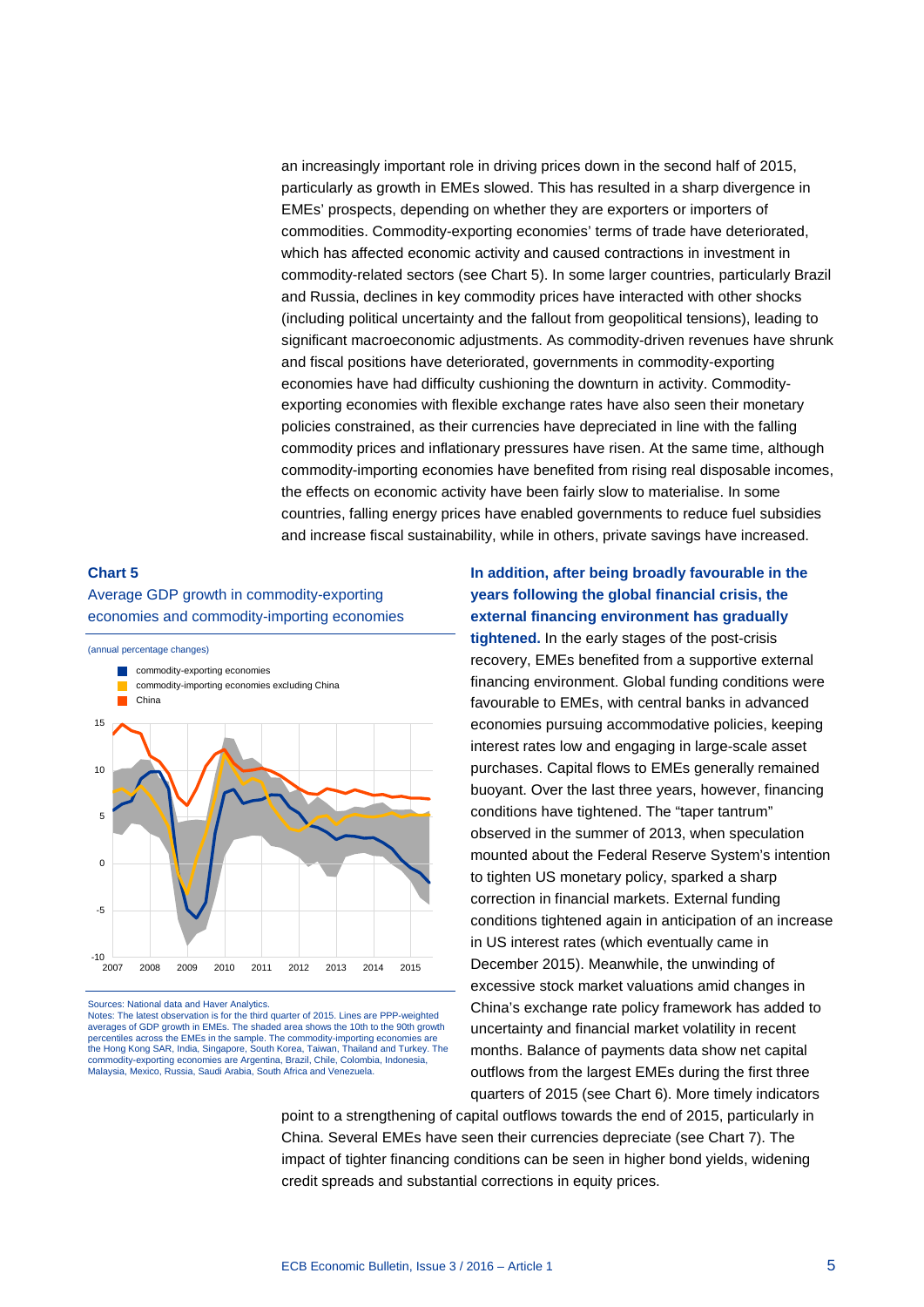an increasingly important role in driving prices down in the second half of 2015, particularly as growth in EMEs slowed. This has resulted in a sharp divergence in EMEs' prospects, depending on whether they are exporters or importers of commodities. Commodity-exporting economies' terms of trade have deteriorated, which has affected economic activity and caused contractions in investment in commodity-related sectors (see Chart 5). In some larger countries, particularly Brazil and Russia, declines in key commodity prices have interacted with other shocks (including political uncertainty and the fallout from geopolitical tensions), leading to significant macroeconomic adjustments. As commodity-driven revenues have shrunk and fiscal positions have deteriorated, governments in commodity-exporting economies have had difficulty cushioning the downturn in activity. Commodity-exporting economies with flexible exchange rates have also seen their monetary policies constrained, as their currencies have depreciated in line with the falling commodity prices and inflationary pressures have risen. At the same time, although commodity-importing economies have benefited from rising real disposable incomes, the effects on economic activity have been fairly slow to materialise. In some countries, falling energy prices have enabled governments to reduce fuel subsidies and increase fiscal sustainability, while in others, private savings have increased.

**Chart 5**

Average GDP growth in commodity-exporting economies and commodity-importing economies

(annual percentage changes)

- commodity-exporting economies
- commodity-importing economies excluding China
- China

Sources: National data and Haver Analytics.
Notes: The latest observation is for the third quarter of 2015. Lines are PPP-weighted averages of GDP growth in EMEs. The shaded area shows the 10th to the 90th growth percentiles across the EMEs in the sample. The commodity-importing economies are the Hong Kong SAR, India, Singapore, South Korea, Taiwan, Thailand and Turkey. The commodity-exporting economies are Argentina, Brazil, Chile, Colombia, Indonesia, Malaysia, Mexico, Russia, Saudi Arabia, South Africa and Venezuela.

**In addition, after being broadly favourable in the years following the global financial crisis, the external financing environment has gradually tightened.** In the early stages of the post-crisis recovery, EMEs benefited from a supportive external financing environment. Global funding conditions were favourable to EMEs, with central banks in advanced economies pursuing accommodative policies, keeping interest rates low and engaging in large-scale asset purchases. Capital flows to EMEs generally remained buoyant. Over the last three years, however, financing conditions have tightened. The "taper tantrum" observed in the summer of 2013, when speculation mounted about the Federal Reserve System's intention to tighten US monetary policy, sparked a sharp correction in financial markets. External funding conditions tightened again in anticipation of an increase in US interest rates (which eventually came in December 2015). Meanwhile, the unwinding of excessive stock market valuations amid changes in China's exchange rate policy framework has added to uncertainty and financial market volatility in recent months. Balance of payments data show net capital outflows from the largest EMEs during the first three quarters of 2015 (see Chart 6). More timely indicators point to a strengthening of capital outflows towards the end of 2015, particularly in China. Several EMEs have seen their currencies depreciate (see Chart 7). The impact of tighter financing conditions can be seen in higher bond yields, widening credit spreads and substantial corrections in equity prices.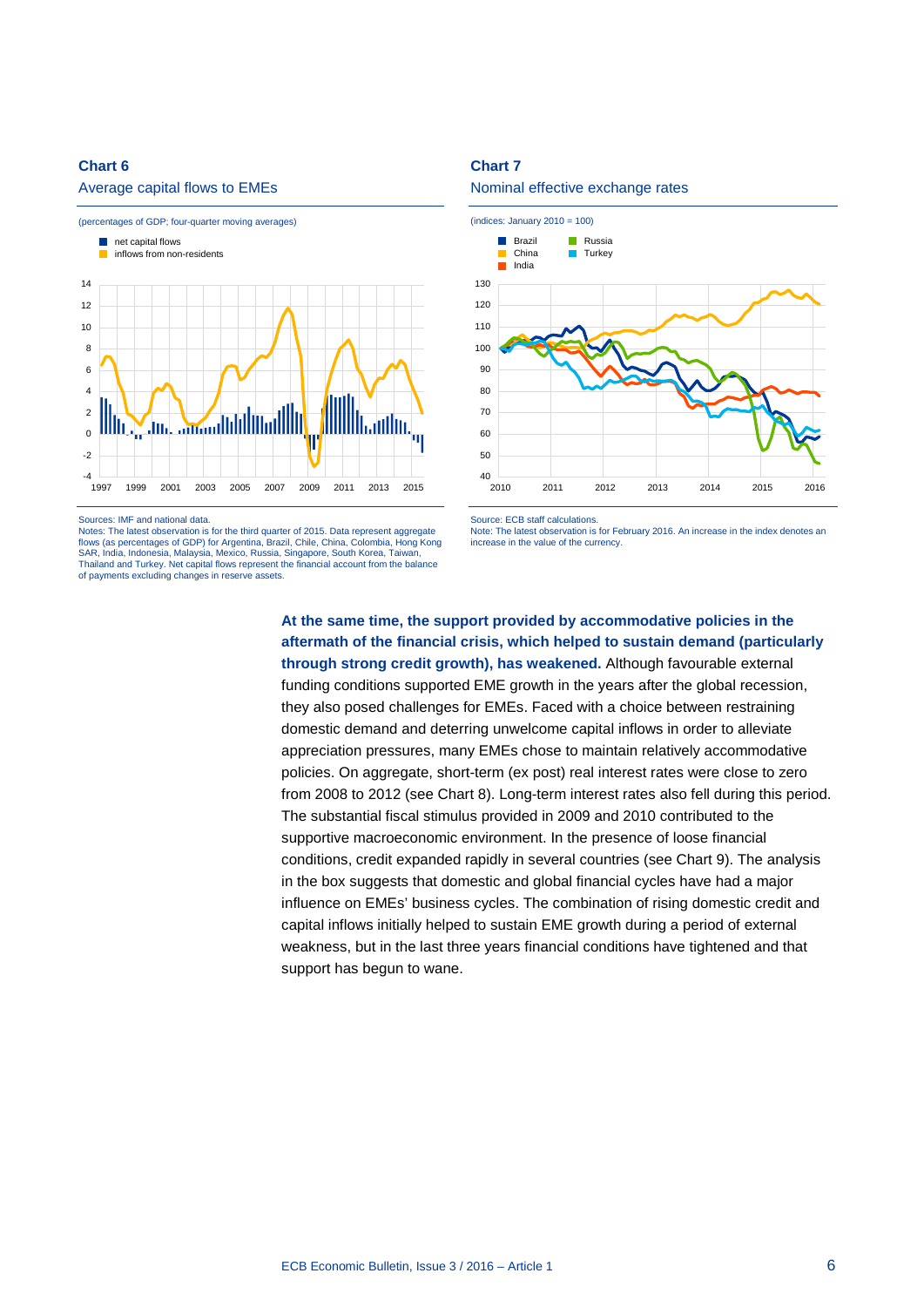**Chart 6**

Average capital flows to EMEs

(percentages of GDP; four-quarter moving averages)

- net capital flows
- inflows from non-residents

Sources: IMF and national data.
Notes: The latest observation is for the third quarter of 2015. Data represent aggregate flows (as percentages of GDP) for Argentina, Brazil, Chile, China, Colombia, Hong Kong SAR, India, Indonesia, Malaysia, Mexico, Russia, Singapore, South Korea, Taiwan, Thailand and Turkey. Net capital flows represent the financial account from the balance of payments excluding changes in reserve assets.

**Chart 7**

Nominal effective exchange rates

(indices: January 2010 = 100)

- Brazil
- China
- India
- Russia
- Turkey

Source: ECB staff calculations.
Note: The latest observation is for February 2016. An increase in the index denotes an increase in the value of the currency.

**At the same time, the support provided by accommodative policies in the aftermath of the financial crisis, which helped to sustain demand (particularly through strong credit growth), has weakened.** Although favourable external funding conditions supported EME growth in the years after the global recession, they also posed challenges for EMEs. Faced with a choice between restraining domestic demand and deterring unwelcome capital inflows in order to alleviate appreciation pressures, many EMEs chose to maintain relatively accommodative policies. On aggregate, short-term (ex post) real interest rates were close to zero from 2008 to 2012 (see Chart 8). Long-term interest rates also fell during this period. The substantial fiscal stimulus provided in 2009 and 2010 contributed to the supportive macroeconomic environment. In the presence of loose financial conditions, credit expanded rapidly in several countries (see Chart 9). The analysis in the box suggests that domestic and global financial cycles have had a major influence on EMEs' business cycles. The combination of rising domestic credit and capital inflows initially helped to sustain EME growth during a period of external weakness, but in the last three years financial conditions have tightened and that support has begun to wane.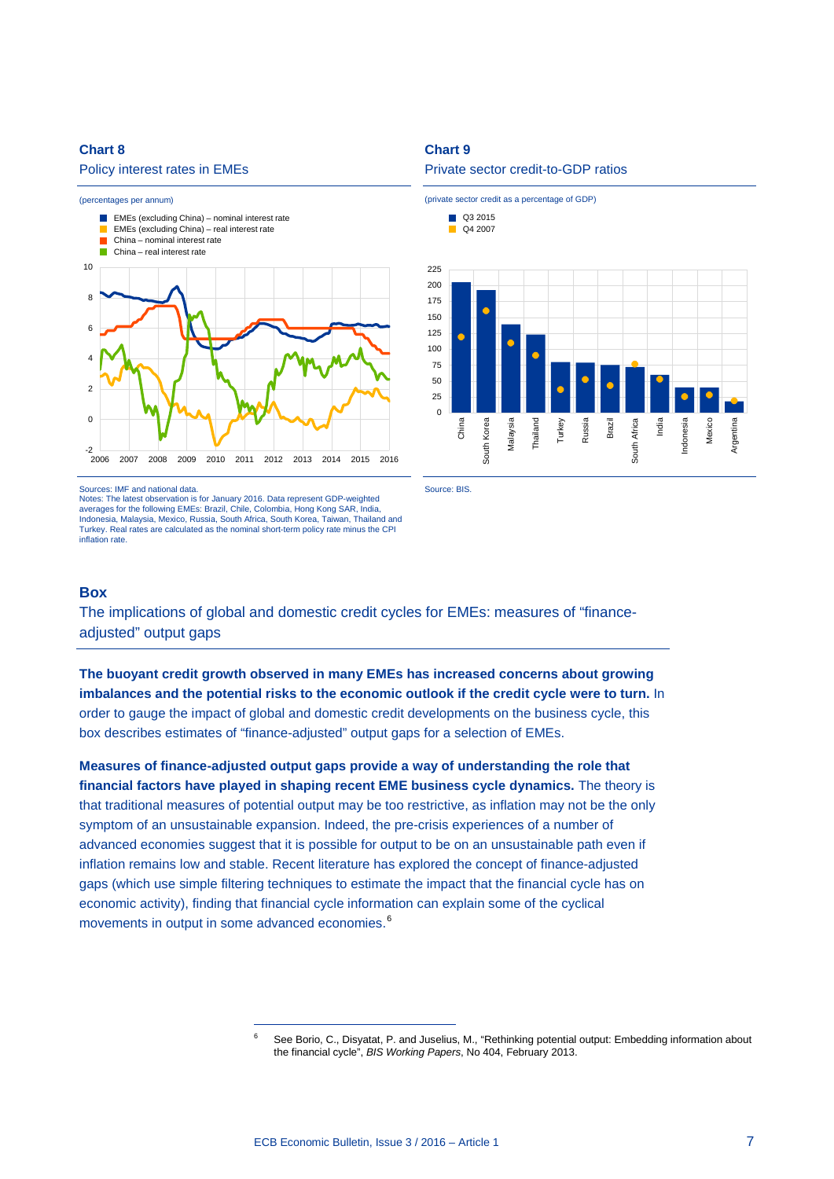**Chart 8**

Policy interest rates in EMEs

(percentages per annum)

- EMEs (excluding China) – nominal interest rate
- EMEs (excluding China) – real interest rate
- China – nominal interest rate
- China – real interest rate

Sources: IMF and national data.
Notes: The latest observation is for January 2016. Data represent GDP-weighted averages for the following EMEs: Brazil, Chile, Colombia, Hong Kong SAR, India, Indonesia, Malaysia, Mexico, Russia, South Africa, South Korea, Taiwan, Thailand and Turkey. Real rates are calculated as the nominal short-term policy rate minus the CPI inflation rate.

**Chart 9**

Private sector credit-to-GDP ratios

(private sector credit as a percentage of GDP)

- Q3 2015
- Q4 2007

Source: BIS.

## Box

### The implications of global and domestic credit cycles for EMEs: measures of "finance-adjusted" output gaps

**The buoyant credit growth observed in many EMEs has increased concerns about growing imbalances and the potential risks to the economic outlook if the credit cycle were to turn.** In order to gauge the impact of global and domestic credit developments on the business cycle, this box describes estimates of "finance-adjusted" output gaps for a selection of EMEs.

**Measures of finance-adjusted output gaps provide a way of understanding the role that financial factors have played in shaping recent EME business cycle dynamics.** The theory is that traditional measures of potential output may be too restrictive, as inflation may not be the only symptom of an unsustainable expansion. Indeed, the pre-crisis experiences of a number of advanced economies suggest that it is possible for output to be on an unsustainable path even if inflation remains low and stable. Recent literature has explored the concept of finance-adjusted gaps (which use simple filtering techniques to estimate the impact that the financial cycle has on economic activity), finding that financial cycle information can explain some of the cyclical movements in output in some advanced economies.[6]

[6] See Borio, C., Disyatat, P. and Juselius, M., "Rethinking potential output: Embedding information about the financial cycle", *BIS Working Papers*, No 404, February 2013.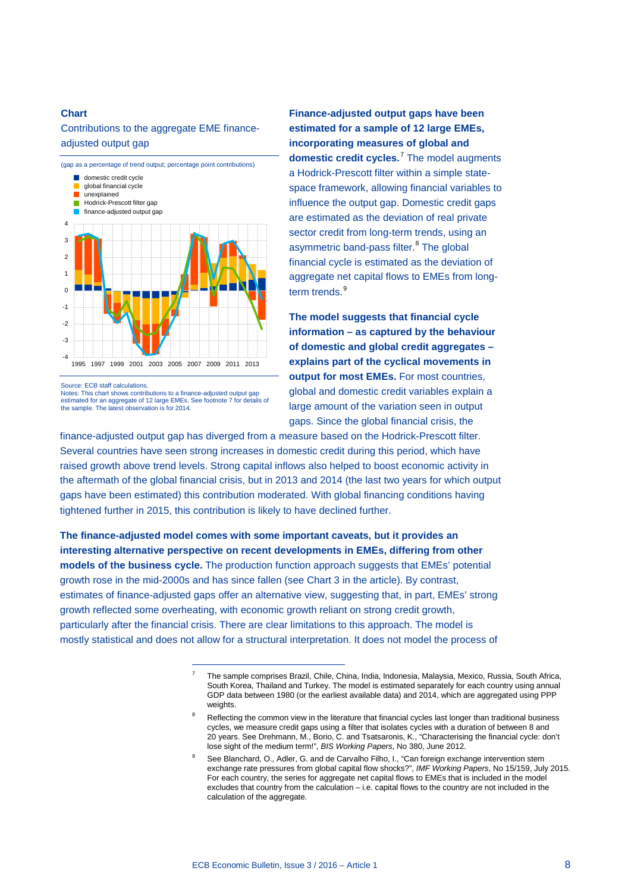**Chart**

Contributions to the aggregate EME finance-adjusted output gap

(gap as a percentage of trend output; percentage point contributions)

Source: ECB staff calculations.
Notes: This chart shows contributions to a finance-adjusted output gap estimated for an aggregate of 12 large EMEs. See footnote 7 for details of the sample. The latest observation is for 2014.

**Finance-adjusted output gaps have been estimated for a sample of 12 large EMEs, incorporating measures of global and domestic credit cycles.**[7] The model augments a Hodrick-Prescott filter within a simple state-space framework, allowing financial variables to influence the output gap. Domestic credit gaps are estimated as the deviation of real private sector credit from long-term trends, using an asymmetric band-pass filter.[8] The global financial cycle is estimated as the deviation of aggregate net capital flows to EMEs from long-term trends.[9]

**The model suggests that financial cycle information – as captured by the behaviour of domestic and global credit aggregates – explains part of the cyclical movements in output for most EMEs.** For most countries, global and domestic credit variables explain a large amount of the variation seen in output gaps. Since the global financial crisis, the finance-adjusted output gap has diverged from a measure based on the Hodrick-Prescott filter. Several countries have seen strong increases in domestic credit during this period, which have raised growth above trend levels. Strong capital inflows also helped to boost economic activity in the aftermath of the global financial crisis, but in 2013 and 2014 (the last two years for which output gaps have been estimated) this contribution moderated. With global financing conditions having tightened further in 2015, this contribution is likely to have declined further.

**The finance-adjusted model comes with some important caveats, but it provides an interesting alternative perspective on recent developments in EMEs, differing from other models of the business cycle.** The production function approach suggests that EMEs' potential growth rose in the mid-2000s and has since fallen (see Chart 3 in the article). By contrast, estimates of finance-adjusted gaps offer an alternative view, suggesting that, in part, EMEs' strong growth reflected some overheating, with economic growth reliant on strong credit growth, particularly after the financial crisis. There are clear limitations to this approach. The model is mostly statistical and does not allow for a structural interpretation. It does not model the process of

---

[7] The sample comprises Brazil, Chile, China, India, Indonesia, Malaysia, Mexico, Russia, South Africa, South Korea, Thailand and Turkey. The model is estimated separately for each country using annual GDP data between 1980 (or the earliest available data) and 2014, which are aggregated using PPP weights.

[8] Reflecting the common view in the literature that financial cycles last longer than traditional business cycles, we measure credit gaps using a filter that isolates cycles with a duration of between 8 and 20 years. See Drehmann, M., Borio, C. and Tsatsaronis, K., "Characterising the financial cycle: don't lose sight of the medium term!", *BIS Working Papers*, No 380, June 2012.

[9] See Blanchard, O., Adler, G. and de Carvalho Filho, I., "Can foreign exchange intervention stem exchange rate pressures from global capital flow shocks?", *IMF Working Papers*, No 15/159, July 2015. For each country, the series for aggregate net capital flows to EMEs that is included in the model excludes that country from the calculation – i.e. capital flows to the country are not included in the calculation of the aggregate.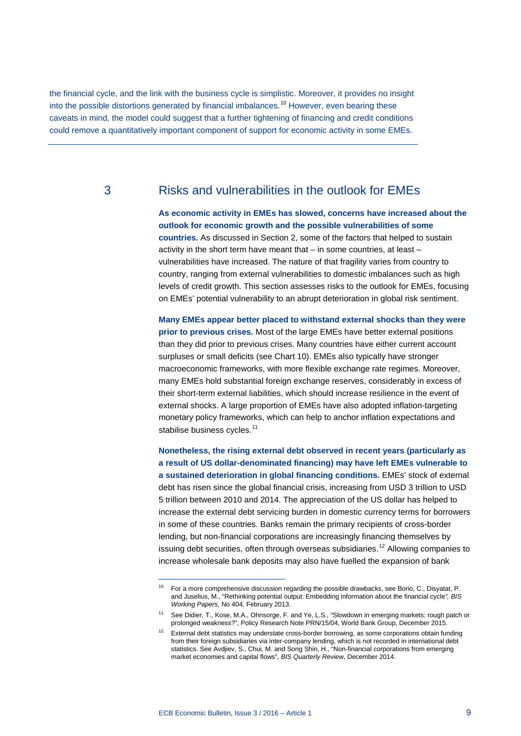the financial cycle, and the link with the business cycle is simplistic. Moreover, it provides no insight into the possible distortions generated by financial imbalances.[10] However, even bearing these caveats in mind, the model could suggest that a further tightening of financing and credit conditions could remove a quantitatively important component of support for economic activity in some EMEs.

## 3 Risks and vulnerabilities in the outlook for EMEs

**As economic activity in EMEs has slowed, concerns have increased about the outlook for economic growth and the possible vulnerabilities of some countries.** As discussed in Section 2, some of the factors that helped to sustain activity in the short term have meant that – in some countries, at least – vulnerabilities have increased. The nature of that fragility varies from country to country, ranging from external vulnerabilities to domestic imbalances such as high levels of credit growth. This section assesses risks to the outlook for EMEs, focusing on EMEs' potential vulnerability to an abrupt deterioration in global risk sentiment.

**Many EMEs appear better placed to withstand external shocks than they were prior to previous crises.** Most of the large EMEs have better external positions than they did prior to previous crises. Many countries have either current account surpluses or small deficits (see Chart 10). EMEs also typically have stronger macroeconomic frameworks, with more flexible exchange rate regimes. Moreover, many EMEs hold substantial foreign exchange reserves, considerably in excess of their short-term external liabilities, which should increase resilience in the event of external shocks. A large proportion of EMEs have also adopted inflation-targeting monetary policy frameworks, which can help to anchor inflation expectations and stabilise business cycles.[11]

**Nonetheless, the rising external debt observed in recent years (particularly as a result of US dollar-denominated financing) may have left EMEs vulnerable to a sustained deterioration in global financing conditions.** EMEs' stock of external debt has risen since the global financial crisis, increasing from USD 3 trillion to USD 5 trillion between 2010 and 2014. The appreciation of the US dollar has helped to increase the external debt servicing burden in domestic currency terms for borrowers in some of these countries. Banks remain the primary recipients of cross-border lending, but non-financial corporations are increasingly financing themselves by issuing debt securities, often through overseas subsidiaries.[12] Allowing companies to increase wholesale bank deposits may also have fuelled the expansion of bank

---

[10] For a more comprehensive discussion regarding the possible drawbacks, see Borio, C., Disyatat, P. and Juselius, M., "Rethinking potential output: Embedding information about the financial cycle", *BIS Working Papers*, No 404, February 2013.

[11] See Didier, T., Kose, M.A., Ohnsorge, F. and Ye, L.S., "Slowdown in emerging markets: rough patch or prolonged weakness?", Policy Research Note PRN/15/04, World Bank Group, December 2015.

[12] External debt statistics may understate cross-border borrowing, as some corporations obtain funding from their foreign subsidiaries via inter-company lending, which is not recorded in international debt statistics. See Avdjiev, S., Chui, M. and Song Shin, H., "Non-financial corporations from emerging market economies and capital flows", *BIS Quarterly Review*, December 2014.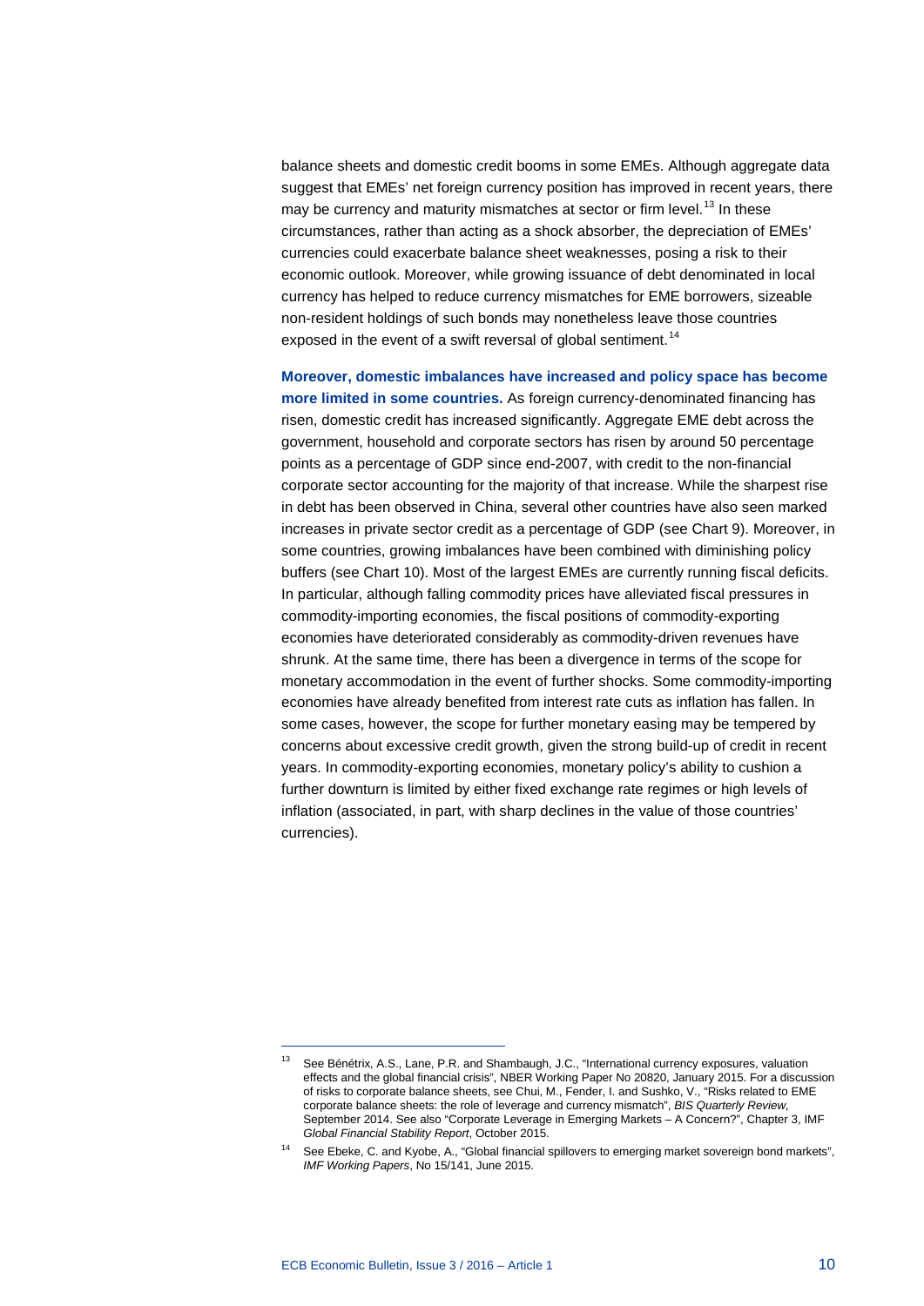balance sheets and domestic credit booms in some EMEs. Although aggregate data suggest that EMEs' net foreign currency position has improved in recent years, there may be currency and maturity mismatches at sector or firm level.[13] In these circumstances, rather than acting as a shock absorber, the depreciation of EMEs' currencies could exacerbate balance sheet weaknesses, posing a risk to their economic outlook. Moreover, while growing issuance of debt denominated in local currency has helped to reduce currency mismatches for EME borrowers, sizeable non-resident holdings of such bonds may nonetheless leave those countries exposed in the event of a swift reversal of global sentiment.[14]

**Moreover, domestic imbalances have increased and policy space has become more limited in some countries.** As foreign currency-denominated financing has risen, domestic credit has increased significantly. Aggregate EME debt across the government, household and corporate sectors has risen by around 50 percentage points as a percentage of GDP since end-2007, with credit to the non-financial corporate sector accounting for the majority of that increase. While the sharpest rise in debt has been observed in China, several other countries have also seen marked increases in private sector credit as a percentage of GDP (see Chart 9). Moreover, in some countries, growing imbalances have been combined with diminishing policy buffers (see Chart 10). Most of the largest EMEs are currently running fiscal deficits. In particular, although falling commodity prices have alleviated fiscal pressures in commodity-importing economies, the fiscal positions of commodity-exporting economies have deteriorated considerably as commodity-driven revenues have shrunk. At the same time, there has been a divergence in terms of the scope for monetary accommodation in the event of further shocks. Some commodity-importing economies have already benefited from interest rate cuts as inflation has fallen. In some cases, however, the scope for further monetary easing may be tempered by concerns about excessive credit growth, given the strong build-up of credit in recent years. In commodity-exporting economies, monetary policy's ability to cushion a further downturn is limited by either fixed exchange rate regimes or high levels of inflation (associated, in part, with sharp declines in the value of those countries' currencies).

---

[13] See Bénétrix, A.S., Lane, P.R. and Shambaugh, J.C., "International currency exposures, valuation effects and the global financial crisis", NBER Working Paper No 20820, January 2015. For a discussion of risks to corporate balance sheets, see Chui, M., Fender, I. and Sushko, V., "Risks related to EME corporate balance sheets: the role of leverage and currency mismatch", *BIS Quarterly Review*, September 2014. See also "Corporate Leverage in Emerging Markets – A Concern?", Chapter 3, IMF *Global Financial Stability Report*, October 2015.

[14] See Ebeke, C. and Kyobe, A., "Global financial spillovers to emerging market sovereign bond markets", *IMF Working Papers*, No 15/141, June 2015.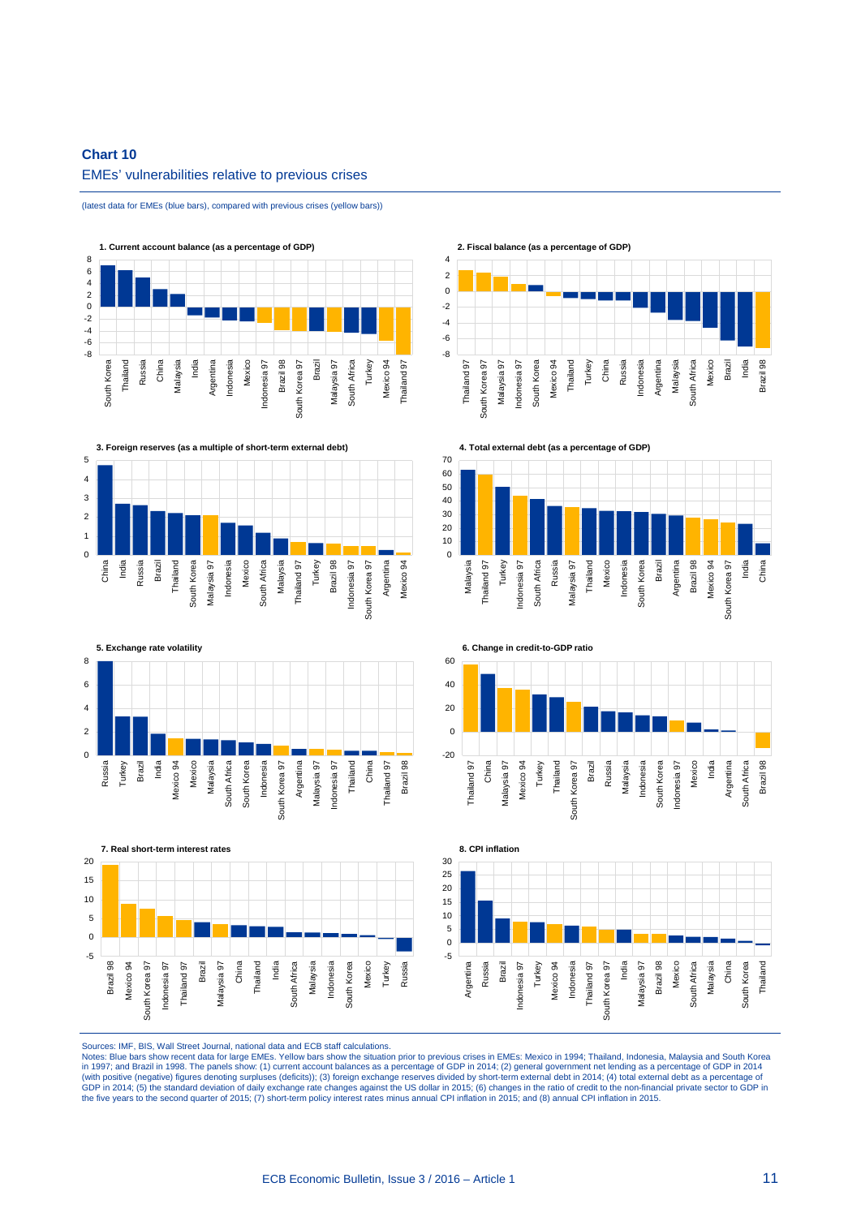**Chart 10**

EMEs' vulnerabilities relative to previous crises

(latest data for EMEs (blue bars), compared with previous crises (yellow bars))

**1. Current account balance (as a percentage of GDP)**

South Korea, Thailand, Russia, China, Malaysia, India, Argentina, Indonesia, Mexico, Indonesia 97, Brazil 98, South Korea 97, Brazil, Malaysia 97, South Africa, Turkey, Mexico 94, Thailand 97

**2. Fiscal balance (as a percentage of GDP)**

Thailand 97, South Korea 97, Malaysia 97, Indonesia 97, South Korea, Mexico 94, Thailand, Turkey, China, Russia, Indonesia, Argentina, Malaysia, South Africa, Mexico, Brazil, India, Brazil 98

**3. Foreign reserves (as a multiple of short-term external debt)**

China, India, Russia, Brazil, Thailand, South Korea, Malaysia 97, Indonesia, Mexico, South Africa, Malaysia, Thailand 97, Turkey, Brazil 98, Indonesia 97, South Korea 97, Argentina, Mexico 94

**4. Total external debt (as a percentage of GDP)**

Malaysia, Thailand 97, Turkey, Indonesia 97, South Africa, Russia, Malaysia 97, Thailand, Mexico, Indonesia, South Korea, Brazil, Argentina, Brazil 98, Mexico 94, South Korea 97, India, China

**5. Exchange rate volatility**

Russia, Turkey, Brazil, India, Mexico 94, Mexico, Malaysia, South Africa, South Korea, Indonesia, South Korea 97, Argentina, Malaysia 97, Indonesia 97, Thailand, China, Thailand 97, Brazil 98

**6. Change in credit-to-GDP ratio**

Thailand 97, China, Malaysia 97, Mexico 94, Turkey, Thailand, South Korea 97, Brazil, Russia, Malaysia, Indonesia, South Korea, Indonesia 97, Mexico, India, Argentina, South Africa, Brazil 98

**7. Real short-term interest rates**

Brazil 98, Mexico 94, South Korea 97, Indonesia 97, Thailand 97, Brazil, Malaysia 97, China, Thailand, India, South Africa, Malaysia, Indonesia, South Korea, Mexico, Turkey, Russia

**8. CPI inflation**

Argentina, Russia, Brazil, Indonesia 97, Turkey, Mexico 94, Indonesia, Thailand 97, South Korea 97, India, Malaysia 97, Brazil 98, Mexico, South Africa, Malaysia, China, South Korea, Thailand

Sources: IMF, BIS, Wall Street Journal, national data and ECB staff calculations.
Notes: Blue bars show recent data for large EMEs. Yellow bars show the situation prior to previous crises in EMEs: Mexico in 1994; Thailand, Indonesia, Malaysia and South Korea in 1997; and Brazil in 1998. The panels show: (1) current account balances as a percentage of GDP in 2014; (2) general government net lending as a percentage of GDP in 2014 (with positive (negative) figures denoting surpluses (deficits)); (3) foreign exchange reserves divided by short-term external debt in 2014; (4) total external debt as a percentage of GDP in 2014; (5) the standard deviation of daily exchange rate changes against the US dollar in 2015; (6) changes in the ratio of credit to the non-financial private sector to GDP in the five years to the second quarter of 2015; (7) short-term policy interest rates minus annual CPI inflation in 2015; and (8) annual CPI inflation in 2015.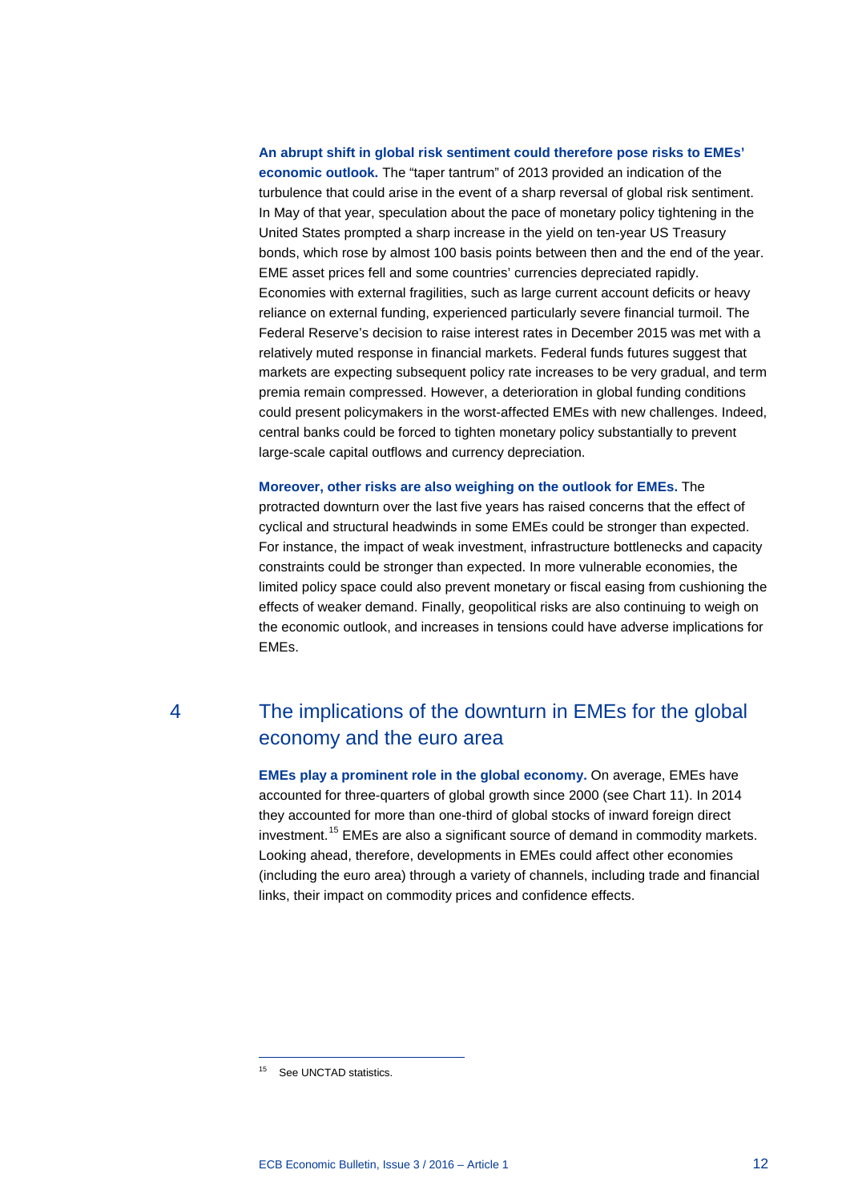**An abrupt shift in global risk sentiment could therefore pose risks to EMEs' economic outlook.** The "taper tantrum" of 2013 provided an indication of the turbulence that could arise in the event of a sharp reversal of global risk sentiment. In May of that year, speculation about the pace of monetary policy tightening in the United States prompted a sharp increase in the yield on ten-year US Treasury bonds, which rose by almost 100 basis points between then and the end of the year. EME asset prices fell and some countries' currencies depreciated rapidly. Economies with external fragilities, such as large current account deficits or heavy reliance on external funding, experienced particularly severe financial turmoil. The Federal Reserve's decision to raise interest rates in December 2015 was met with a relatively muted response in financial markets. Federal funds futures suggest that markets are expecting subsequent policy rate increases to be very gradual, and term premia remain compressed. However, a deterioration in global funding conditions could present policymakers in the worst-affected EMEs with new challenges. Indeed, central banks could be forced to tighten monetary policy substantially to prevent large-scale capital outflows and currency depreciation.

**Moreover, other risks are also weighing on the outlook for EMEs.** The protracted downturn over the last five years has raised concerns that the effect of cyclical and structural headwinds in some EMEs could be stronger than expected. For instance, the impact of weak investment, infrastructure bottlenecks and capacity constraints could be stronger than expected. In more vulnerable economies, the limited policy space could also prevent monetary or fiscal easing from cushioning the effects of weaker demand. Finally, geopolitical risks are also continuing to weigh on the economic outlook, and increases in tensions could have adverse implications for EMEs.

## 4 The implications of the downturn in EMEs for the global economy and the euro area

**EMEs play a prominent role in the global economy.** On average, EMEs have accounted for three-quarters of global growth since 2000 (see Chart 11). In 2014 they accounted for more than one-third of global stocks of inward foreign direct investment.[15] EMEs are also a significant source of demand in commodity markets. Looking ahead, therefore, developments in EMEs could affect other economies (including the euro area) through a variety of channels, including trade and financial links, their impact on commodity prices and confidence effects.

---

[15] See UNCTAD statistics.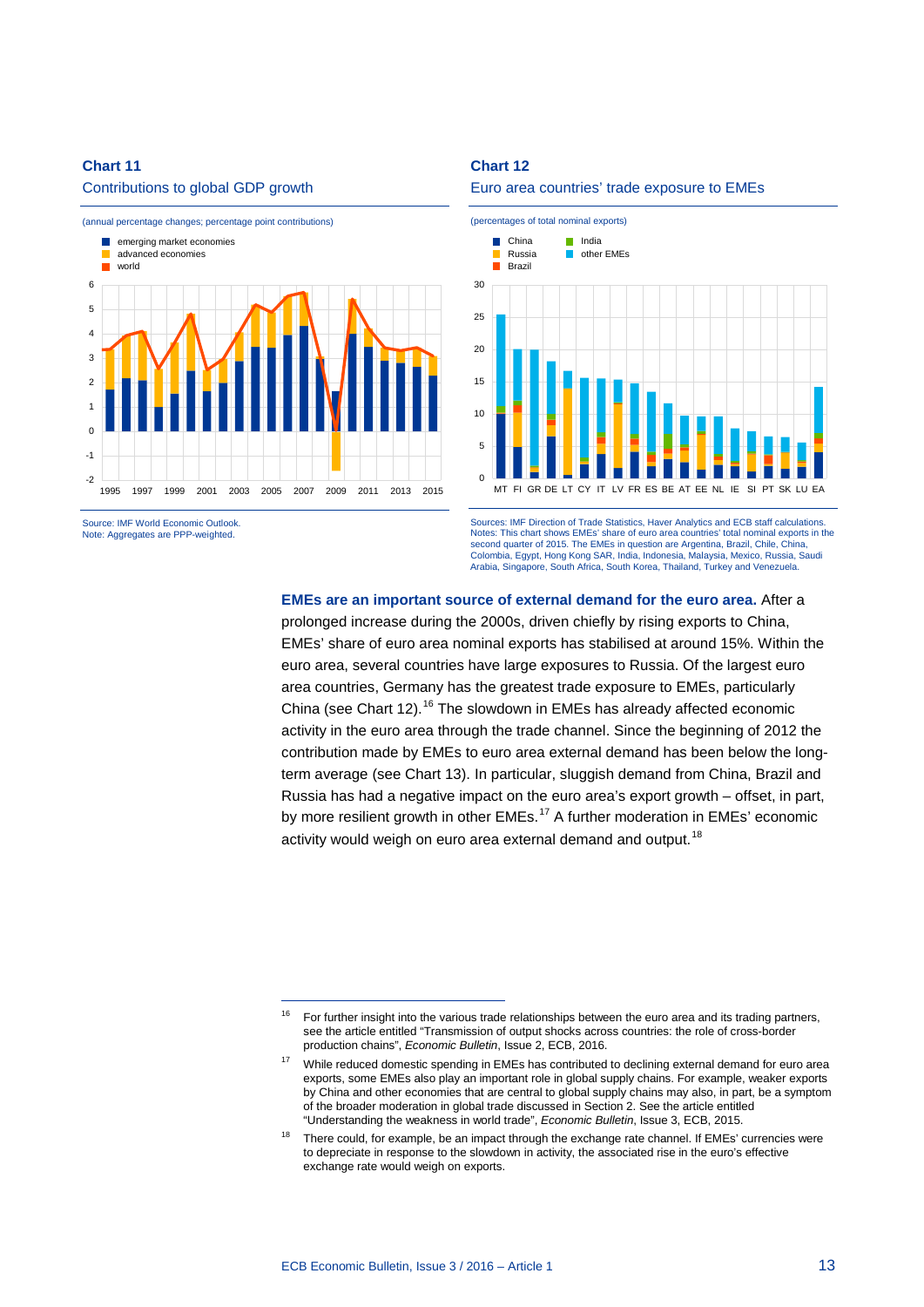**Chart 11**

Contributions to global GDP growth

(annual percentage changes; percentage point contributions)

- emerging market economies
- advanced economies
- world

Source: IMF World Economic Outlook.
Note: Aggregates are PPP-weighted.

**Chart 12**

Euro area countries' trade exposure to EMEs

(percentages of total nominal exports)

- China
- Russia
- Brazil
- India
- other EMEs

Sources: IMF Direction of Trade Statistics, Haver Analytics and ECB staff calculations.
Notes: This chart shows EMEs' share of euro area countries' total nominal exports in the second quarter of 2015. The EMEs in question are Argentina, Brazil, Chile, China, Colombia, Egypt, Hong Kong SAR, India, Indonesia, Malaysia, Mexico, Russia, Saudi Arabia, Singapore, South Africa, South Korea, Thailand, Turkey and Venezuela.

**EMEs are an important source of external demand for the euro area.** After a prolonged increase during the 2000s, driven chiefly by rising exports to China, EMEs' share of euro area nominal exports has stabilised at around 15%. Within the euro area, several countries have large exposures to Russia. Of the largest euro area countries, Germany has the greatest trade exposure to EMEs, particularly China (see Chart 12).[16] The slowdown in EMEs has already affected economic activity in the euro area through the trade channel. Since the beginning of 2012 the contribution made by EMEs to euro area external demand has been below the long-term average (see Chart 13). In particular, sluggish demand from China, Brazil and Russia has had a negative impact on the euro area's export growth – offset, in part, by more resilient growth in other EMEs.[17] A further moderation in EMEs' economic activity would weigh on euro area external demand and output.[18]

---

[16] For further insight into the various trade relationships between the euro area and its trading partners, see the article entitled "Transmission of output shocks across countries: the role of cross-border production chains", *Economic Bulletin*, Issue 2, ECB, 2016.

[17] While reduced domestic spending in EMEs has contributed to declining external demand for euro area exports, some EMEs also play an important role in global supply chains. For example, weaker exports by China and other economies that are central to global supply chains may also, in part, be a symptom of the broader moderation in global trade discussed in Section 2. See the article entitled "Understanding the weakness in world trade", *Economic Bulletin*, Issue 3, ECB, 2015.

[18] There could, for example, be an impact through the exchange rate channel. If EMEs' currencies were to depreciate in response to the slowdown in activity, the associated rise in the euro's effective exchange rate would weigh on exports.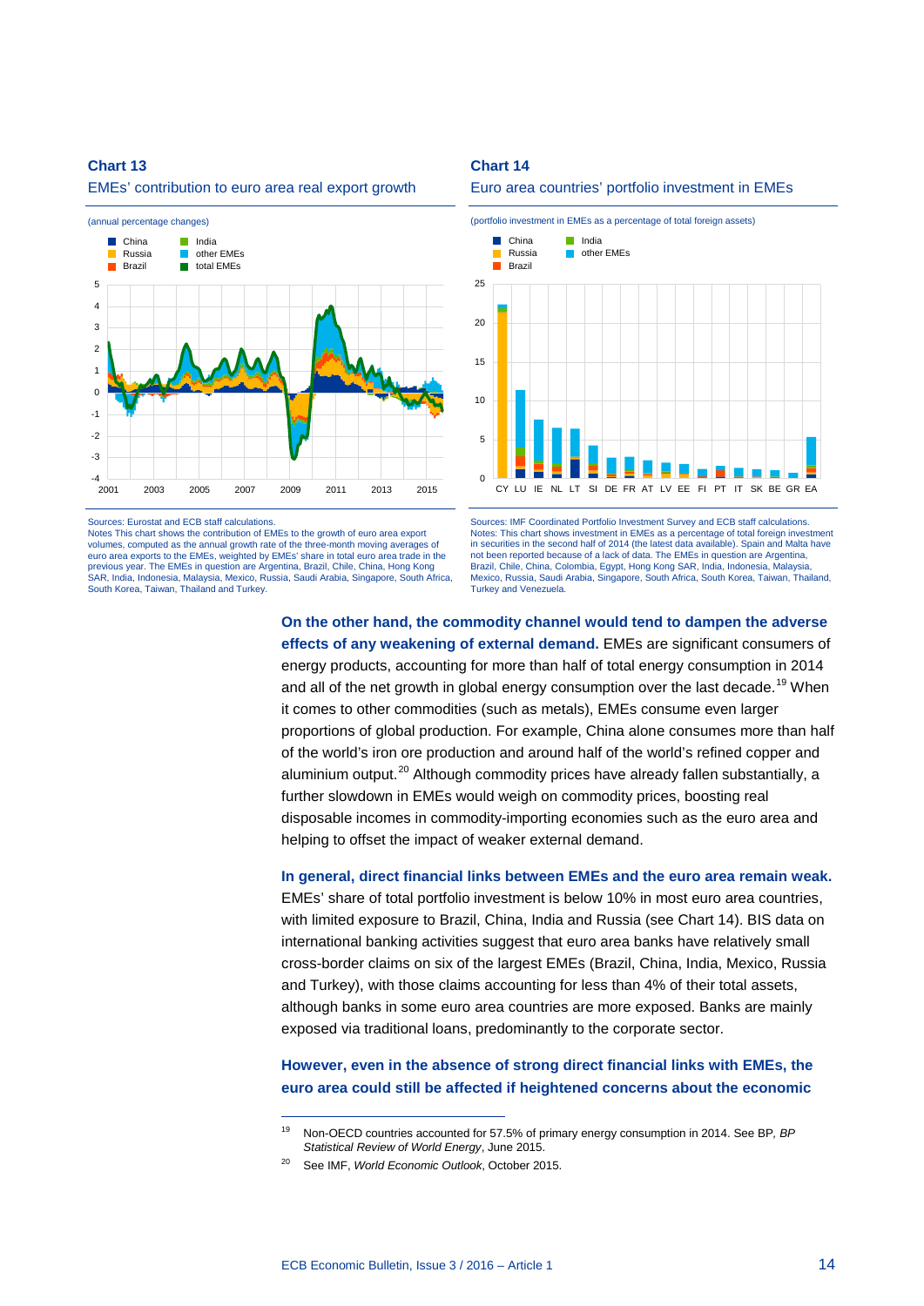**Chart 13**

EMEs' contribution to euro area real export growth

(annual percentage changes)

Sources: Eurostat and ECB staff calculations.
Notes This chart shows the contribution of EMEs to the growth of euro area export volumes, computed as the annual growth rate of the three-month moving averages of euro area exports to the EMEs, weighted by EMEs' share in total euro area trade in the previous year. The EMEs in question are Argentina, Brazil, Chile, China, Hong Kong SAR, India, Indonesia, Malaysia, Mexico, Russia, Saudi Arabia, Singapore, South Africa, South Korea, Taiwan, Thailand and Turkey.

**Chart 14**

Euro area countries' portfolio investment in EMEs

(portfolio investment in EMEs as a percentage of total foreign assets)

Sources: IMF Coordinated Portfolio Investment Survey and ECB staff calculations.
Notes: This chart shows investment in EMEs as a percentage of total foreign investment in securities in the second half of 2014 (the latest data available). Spain and Malta have not been reported because of a lack of data. The EMEs in question are Argentina, Brazil, Chile, China, Colombia, Egypt, Hong Kong SAR, India, Indonesia, Malaysia, Mexico, Russia, Saudi Arabia, Singapore, South Africa, South Korea, Taiwan, Thailand, Turkey and Venezuela.

**On the other hand, the commodity channel would tend to dampen the adverse effects of any weakening of external demand.** EMEs are significant consumers of energy products, accounting for more than half of total energy consumption in 2014 and all of the net growth in global energy consumption over the last decade.[19] When it comes to other commodities (such as metals), EMEs consume even larger proportions of global production. For example, China alone consumes more than half of the world's iron ore production and around half of the world's refined copper and aluminium output.[20] Although commodity prices have already fallen substantially, a further slowdown in EMEs would weigh on commodity prices, boosting real disposable incomes in commodity-importing economies such as the euro area and helping to offset the impact of weaker external demand.

**In general, direct financial links between EMEs and the euro area remain weak.** EMEs' share of total portfolio investment is below 10% in most euro area countries, with limited exposure to Brazil, China, India and Russia (see Chart 14). BIS data on international banking activities suggest that euro area banks have relatively small cross-border claims on six of the largest EMEs (Brazil, China, India, Mexico, Russia and Turkey), with those claims accounting for less than 4% of their total assets, although banks in some euro area countries are more exposed. Banks are mainly exposed via traditional loans, predominantly to the corporate sector.

**However, even in the absence of strong direct financial links with EMEs, the euro area could still be affected if heightened concerns about the economic**

[19] Non-OECD countries accounted for 57.5% of primary energy consumption in 2014. See BP, *BP Statistical Review of World Energy*, June 2015.

[20] See IMF, *World Economic Outlook*, October 2015.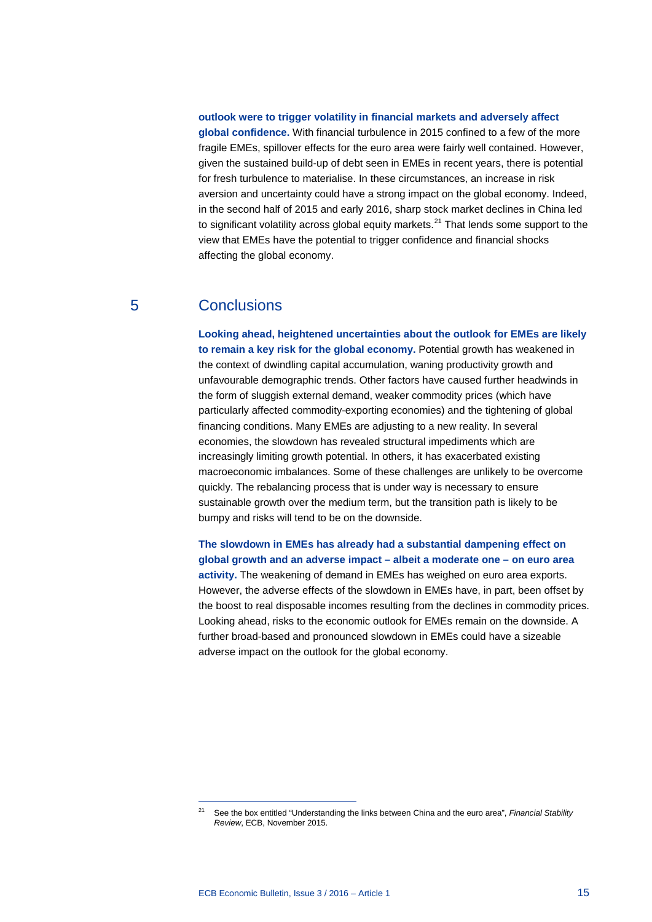**outlook were to trigger volatility in financial markets and adversely affect global confidence.** With financial turbulence in 2015 confined to a few of the more fragile EMEs, spillover effects for the euro area were fairly well contained. However, given the sustained build-up of debt seen in EMEs in recent years, there is potential for fresh turbulence to materialise. In these circumstances, an increase in risk aversion and uncertainty could have a strong impact on the global economy. Indeed, in the second half of 2015 and early 2016, sharp stock market declines in China led to significant volatility across global equity markets.[21] That lends some support to the view that EMEs have the potential to trigger confidence and financial shocks affecting the global economy.

## 5 Conclusions

**Looking ahead, heightened uncertainties about the outlook for EMEs are likely to remain a key risk for the global economy.** Potential growth has weakened in the context of dwindling capital accumulation, waning productivity growth and unfavourable demographic trends. Other factors have caused further headwinds in the form of sluggish external demand, weaker commodity prices (which have particularly affected commodity-exporting economies) and the tightening of global financing conditions. Many EMEs are adjusting to a new reality. In several economies, the slowdown has revealed structural impediments which are increasingly limiting growth potential. In others, it has exacerbated existing macroeconomic imbalances. Some of these challenges are unlikely to be overcome quickly. The rebalancing process that is under way is necessary to ensure sustainable growth over the medium term, but the transition path is likely to be bumpy and risks will tend to be on the downside.

**The slowdown in EMEs has already had a substantial dampening effect on global growth and an adverse impact – albeit a moderate one – on euro area activity.** The weakening of demand in EMEs has weighed on euro area exports. However, the adverse effects of the slowdown in EMEs have, in part, been offset by the boost to real disposable incomes resulting from the declines in commodity prices. Looking ahead, risks to the economic outlook for EMEs remain on the downside. A further broad-based and pronounced slowdown in EMEs could have a sizeable adverse impact on the outlook for the global economy.

---

[21] See the box entitled "Understanding the links between China and the euro area", *Financial Stability Review*, ECB, November 2015.